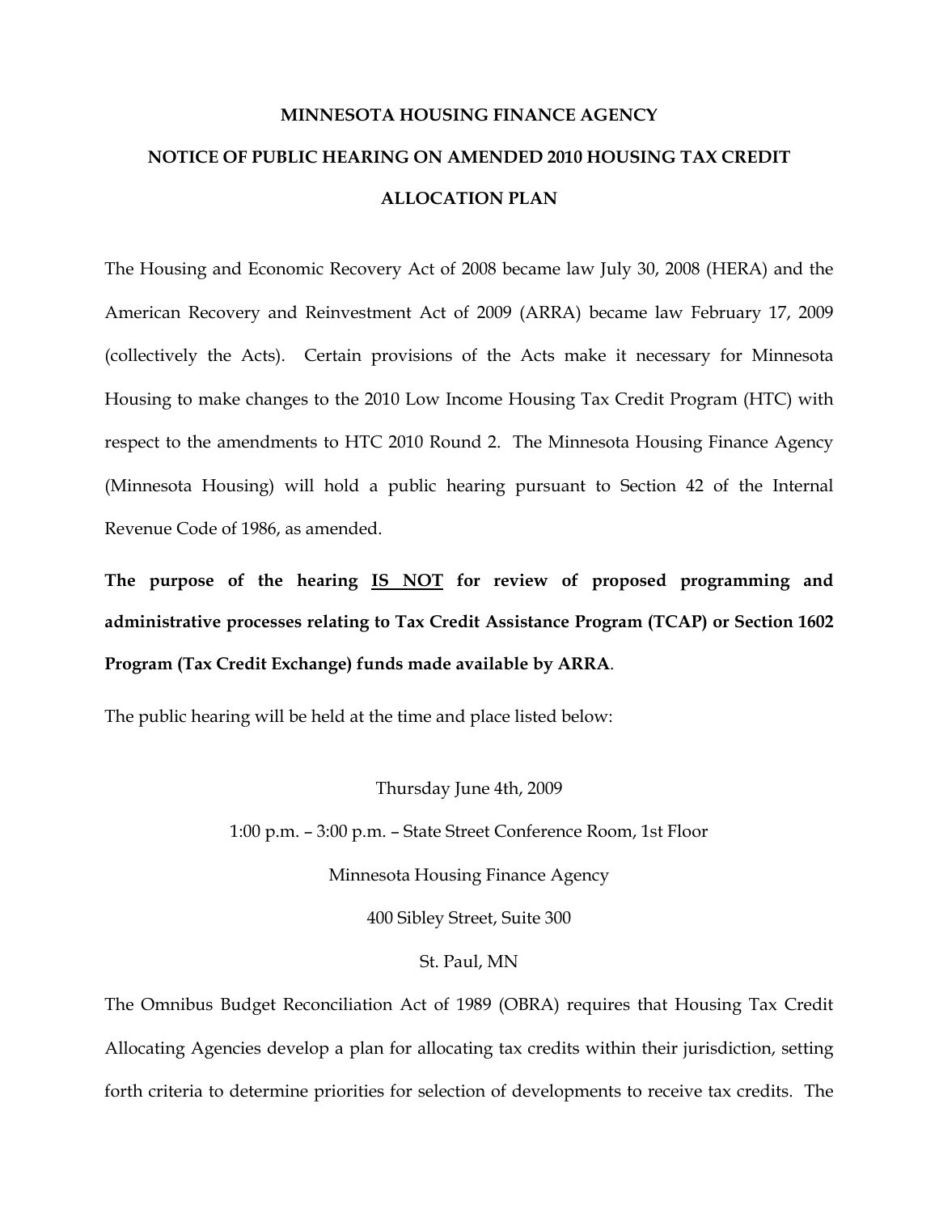# MINNESOTA HOUSING FINANCE AGENCY

## NOTICE OF PUBLIC HEARING ON AMENDED 2010 HOUSING TAX CREDIT ALLOCATION PLAN

The Housing and Economic Recovery Act of 2008 became law July 30, 2008 (HERA) and the American Recovery and Reinvestment Act of 2009 (ARRA) became law February 17, 2009 (collectively the Acts). Certain provisions of the Acts make it necessary for Minnesota Housing to make changes to the 2010 Low Income Housing Tax Credit Program (HTC) with respect to the amendments to HTC 2010 Round 2. The Minnesota Housing Finance Agency (Minnesota Housing) will hold a public hearing pursuant to Section 42 of the Internal Revenue Code of 1986, as amended.

**The purpose of the hearing <u>IS NOT</u> for review of proposed programming and administrative processes relating to Tax Credit Assistance Program (TCAP) or Section 1602 Program (Tax Credit Exchange) funds made available by ARRA**.

The public hearing will be held at the time and place listed below:

Thursday June 4th, 2009

1:00 p.m. – 3:00 p.m. – State Street Conference Room, 1st Floor

Minnesota Housing Finance Agency

400 Sibley Street, Suite 300

St. Paul, MN

The Omnibus Budget Reconciliation Act of 1989 (OBRA) requires that Housing Tax Credit Allocating Agencies develop a plan for allocating tax credits within their jurisdiction, setting forth criteria to determine priorities for selection of developments to receive tax credits. The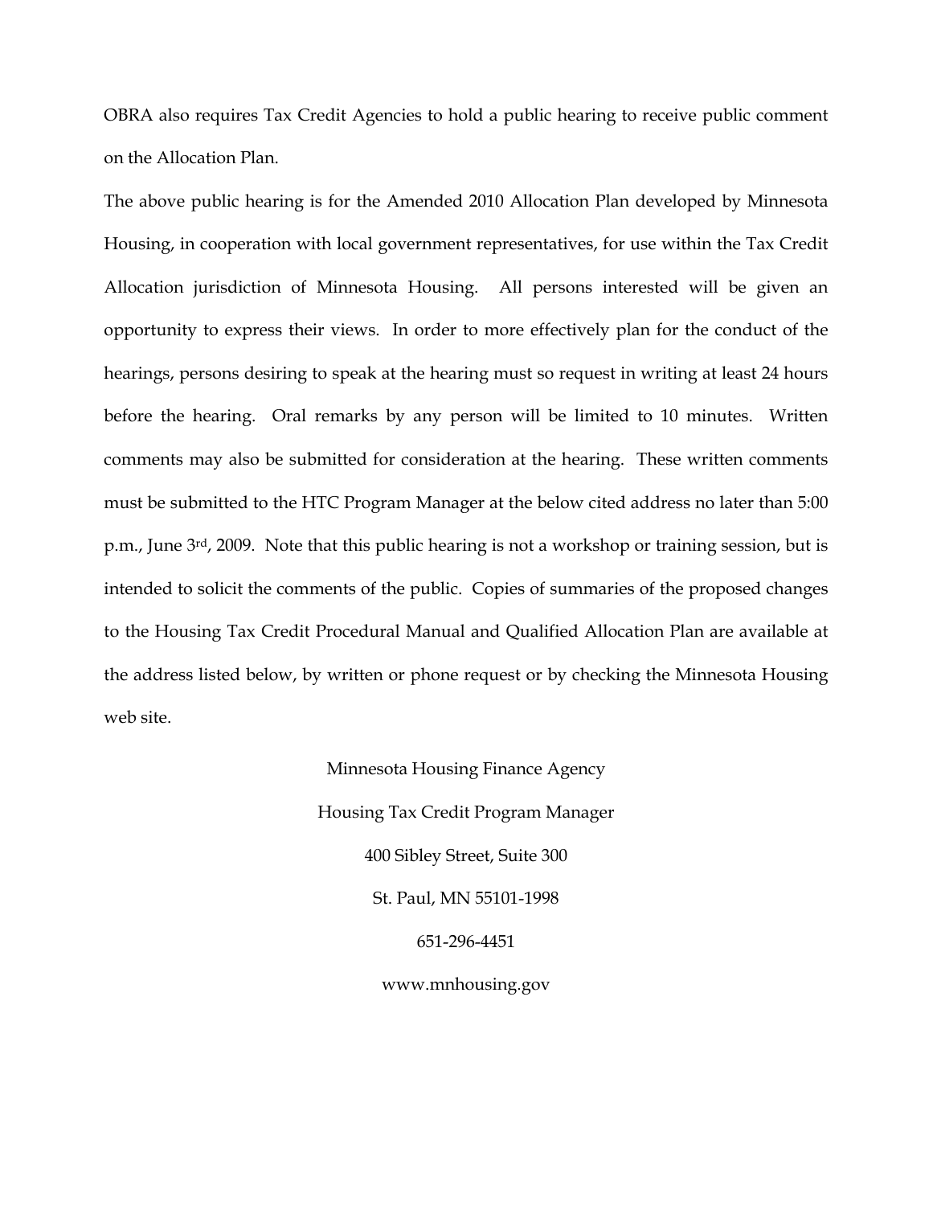OBRA also requires Tax Credit Agencies to hold a public hearing to receive public comment on the Allocation Plan.

The above public hearing is for the Amended 2010 Allocation Plan developed by Minnesota Housing, in cooperation with local government representatives, for use within the Tax Credit Allocation jurisdiction of Minnesota Housing. All persons interested will be given an opportunity to express their views. In order to more effectively plan for the conduct of the hearings, persons desiring to speak at the hearing must so request in writing at least 24 hours before the hearing. Oral remarks by any person will be limited to 10 minutes. Written comments may also be submitted for consideration at the hearing. These written comments must be submitted to the HTC Program Manager at the below cited address no later than 5:00 p.m., June 3rd, 2009. Note that this public hearing is not a workshop or training session, but is intended to solicit the comments of the public. Copies of summaries of the proposed changes to the Housing Tax Credit Procedural Manual and Qualified Allocation Plan are available at the address listed below, by written or phone request or by checking the Minnesota Housing web site.

Minnesota Housing Finance Agency

Housing Tax Credit Program Manager

400 Sibley Street, Suite 300

St. Paul, MN 55101-1998

651-296-4451

www.mnhousing.gov